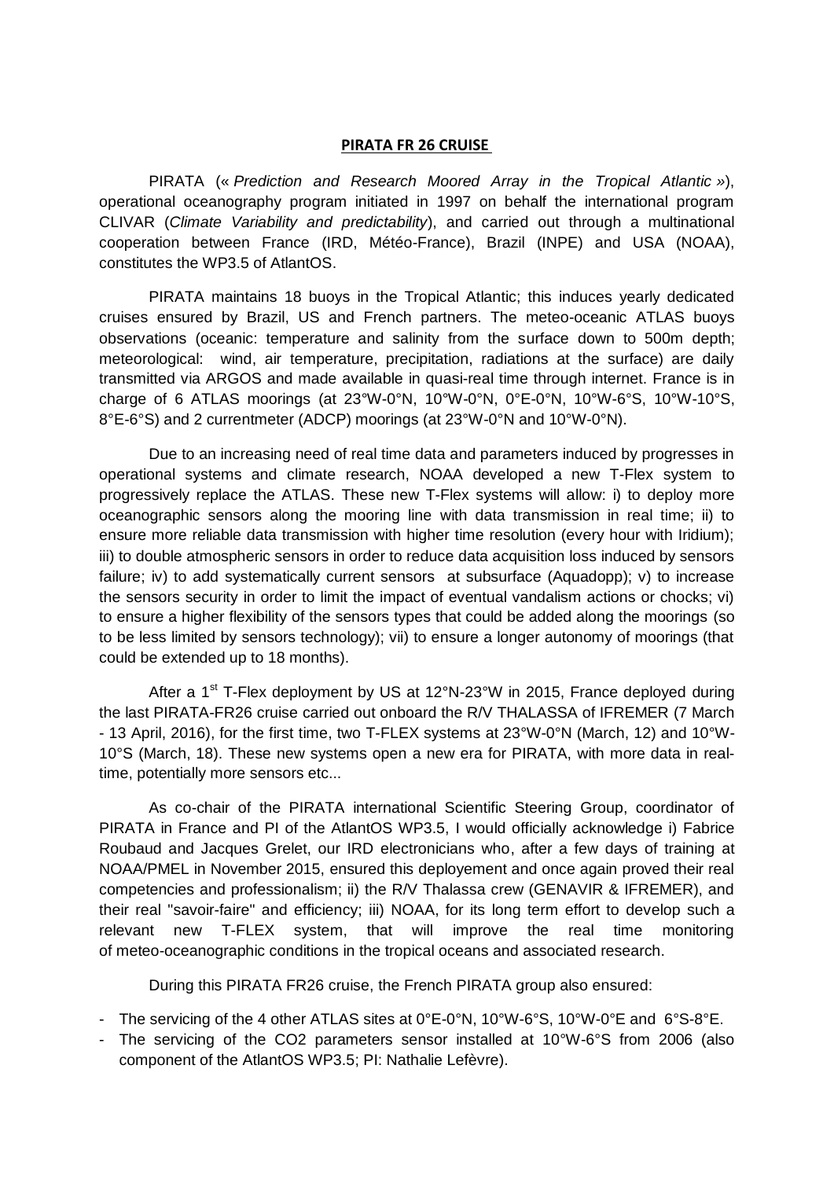**PIRATA FR 26 CRUISE**

PIRATA (« *Prediction and Research Moored Array in the Tropical Atlantic* »), operational oceanography program initiated in 1997 on behalf the international program CLIVAR (*Climate Variability and predictability*), and carried out through a multinational cooperation between France (IRD, Météo-France), Brazil (INPE) and USA (NOAA), constitutes the WP3.5 of AtlantOS.

PIRATA maintains 18 buoys in the Tropical Atlantic; this induces yearly dedicated cruises ensured by Brazil, US and French partners. The meteo-oceanic ATLAS buoys observations (oceanic: temperature and salinity from the surface down to 500m depth; meteorological: wind, air temperature, precipitation, radiations at the surface) are daily transmitted via ARGOS and made available in quasi-real time through internet. France is in charge of 6 ATLAS moorings (at 23°W-0°N, 10°W-0°N, 0°E-0°N, 10°W-6°S, 10°W-10°S, 8°E-6°S) and 2 currentmeter (ADCP) moorings (at 23°W-0°N and 10°W-0°N).

Due to an increasing need of real time data and parameters induced by progresses in operational systems and climate research, NOAA developed a new T-Flex system to progressively replace the ATLAS. These new T-Flex systems will allow: i) to deploy more oceanographic sensors along the mooring line with data transmission in real time; ii) to ensure more reliable data transmission with higher time resolution (every hour with Iridium); iii) to double atmospheric sensors in order to reduce data acquisition loss induced by sensors failure; iv) to add systematically current sensors at subsurface (Aquadopp); v) to increase the sensors security in order to limit the impact of eventual vandalism actions or chocks; vi) to ensure a higher flexibility of the sensors types that could be added along the moorings (so to be less limited by sensors technology); vii) to ensure a longer autonomy of moorings (that could be extended up to 18 months).

After a 1st T-Flex deployment by US at 12°N-23°W in 2015, France deployed during the last PIRATA-FR26 cruise carried out onboard the R/V THALASSA of IFREMER (7 March - 13 April, 2016), for the first time, two T-FLEX systems at 23°W-0°N (March, 12) and 10°W-10°S (March, 18). These new systems open a new era for PIRATA, with more data in real-time, potentially more sensors etc...

As co-chair of the PIRATA international Scientific Steering Group, coordinator of PIRATA in France and PI of the AtlantOS WP3.5, I would officially acknowledge i) Fabrice Roubaud and Jacques Grelet, our IRD electronicians who, after a few days of training at NOAA/PMEL in November 2015, ensured this deployement and once again proved their real competencies and professionalism; ii) the R/V Thalassa crew (GENAVIR & IFREMER), and their real "savoir-faire" and efficiency; iii) NOAA, for its long term effort to develop such a relevant new T-FLEX system, that will improve the real time monitoring of meteo-oceanographic conditions in the tropical oceans and associated research.

During this PIRATA FR26 cruise, the French PIRATA group also ensured:

- The servicing of the 4 other ATLAS sites at 0°E-0°N, 10°W-6°S, 10°W-0°E and 6°S-8°E.
- The servicing of the $CO_2$ parameters sensor installed at 10°W-6°S from 2006 (also component of the AtlantOS WP3.5; PI: Nathalie Lefèvre).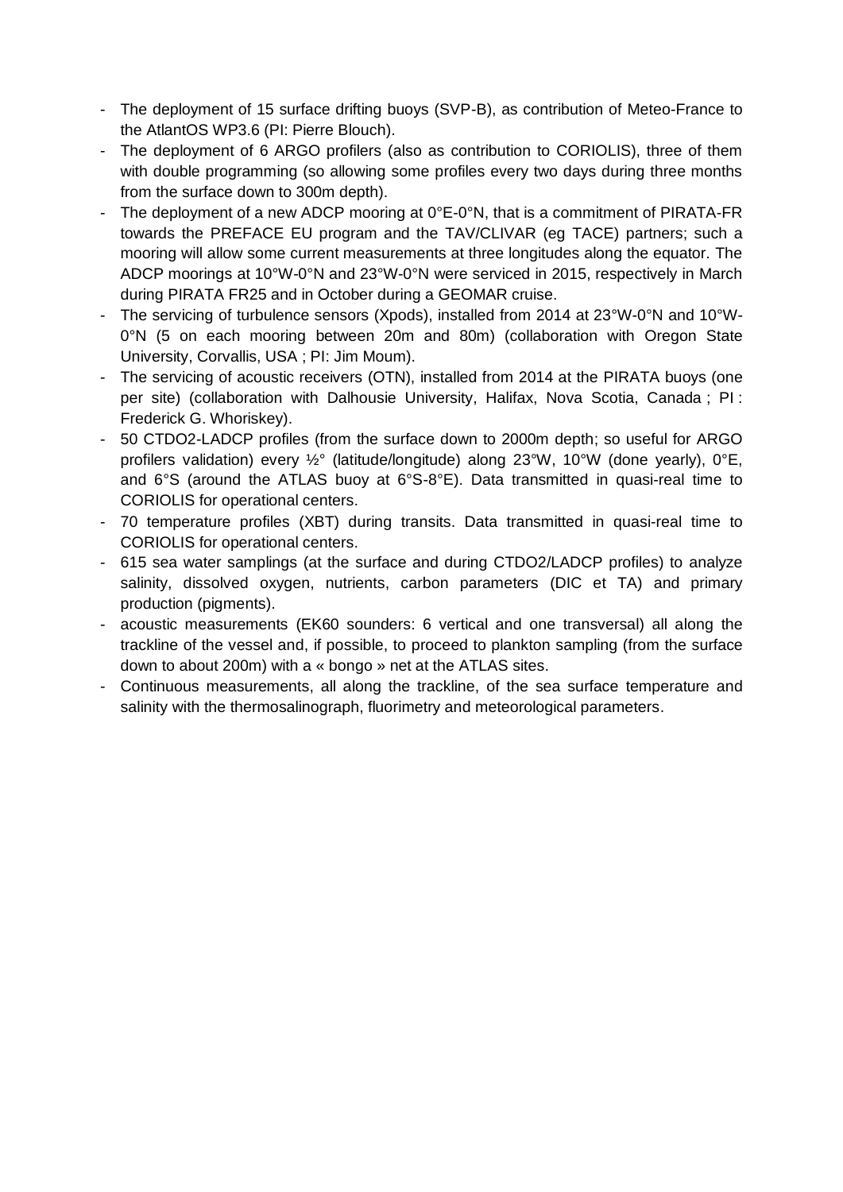- The deployment of 15 surface drifting buoys (SVP-B), as contribution of Meteo-France to the AtlantOS WP3.6 (PI: Pierre Blouch).
- The deployment of 6 ARGO profilers (also as contribution to CORIOLIS), three of them with double programming (so allowing some profiles every two days during three months from the surface down to 300m depth).
- The deployment of a new ADCP mooring at 0°E-0°N, that is a commitment of PIRATA-FR towards the PREFACE EU program and the TAV/CLIVAR (eg TACE) partners; such a mooring will allow some current measurements at three longitudes along the equator. The ADCP moorings at 10°W-0°N and 23°W-0°N were serviced in 2015, respectively in March during PIRATA FR25 and in October during a GEOMAR cruise.
- The servicing of turbulence sensors (Xpods), installed from 2014 at 23°W-0°N and 10°W-0°N (5 on each mooring between 20m and 80m) (collaboration with Oregon State University, Corvallis, USA ; PI: Jim Moum).
- The servicing of acoustic receivers (OTN), installed from 2014 at the PIRATA buoys (one per site) (collaboration with Dalhousie University, Halifax, Nova Scotia, Canada ; PI : Frederick G. Whoriskey).
- 50 CTDO2-LADCP profiles (from the surface down to 2000m depth; so useful for ARGO profilers validation) every ½° (latitude/longitude) along 23°W, 10°W (done yearly), 0°E, and 6°S (around the ATLAS buoy at 6°S-8°E). Data transmitted in quasi-real time to CORIOLIS for operational centers.
- 70 temperature profiles (XBT) during transits. Data transmitted in quasi-real time to CORIOLIS for operational centers.
- 615 sea water samplings (at the surface and during CTDO2/LADCP profiles) to analyze salinity, dissolved oxygen, nutrients, carbon parameters (DIC et TA) and primary production (pigments).
- acoustic measurements (EK60 sounders: 6 vertical and one transversal) all along the trackline of the vessel and, if possible, to proceed to plankton sampling (from the surface down to about 200m) with a « bongo » net at the ATLAS sites.
- Continuous measurements, all along the trackline, of the sea surface temperature and salinity with the thermosalinograph, fluorimetry and meteorological parameters.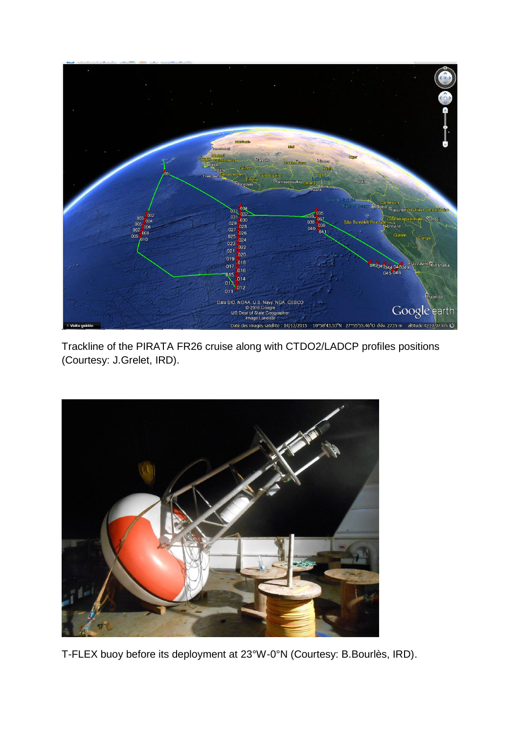Trackline of the PIRATA FR26 cruise along with CTDO2/LADCP profiles positions (Courtesy: J.Grelet, IRD).

T-FLEX buoy before its deployment at 23°W-0°N (Courtesy: B.Bourlès, IRD).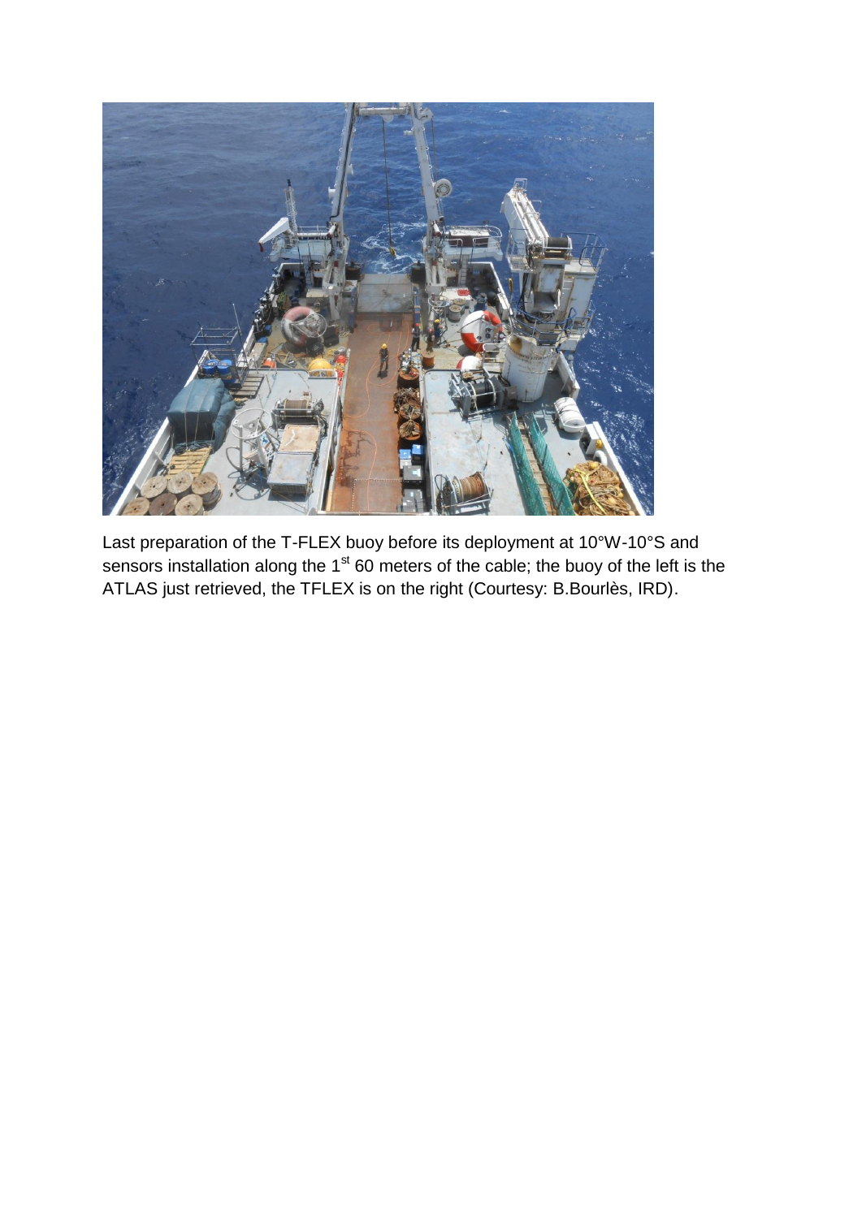Last preparation of the T-FLEX buoy before its deployment at 10°W-10°S and sensors installation along the 1st 60 meters of the cable; the buoy of the left is the ATLAS just retrieved, the TFLEX is on the right (Courtesy: B.Bourlès, IRD).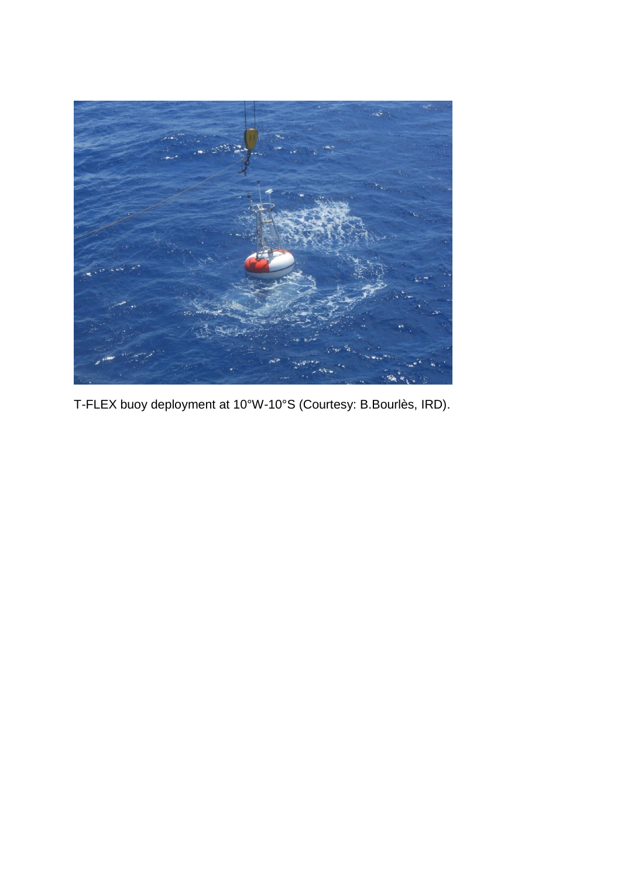T-FLEX buoy deployment at 10°W-10°S (Courtesy: B.Bourlès, IRD).